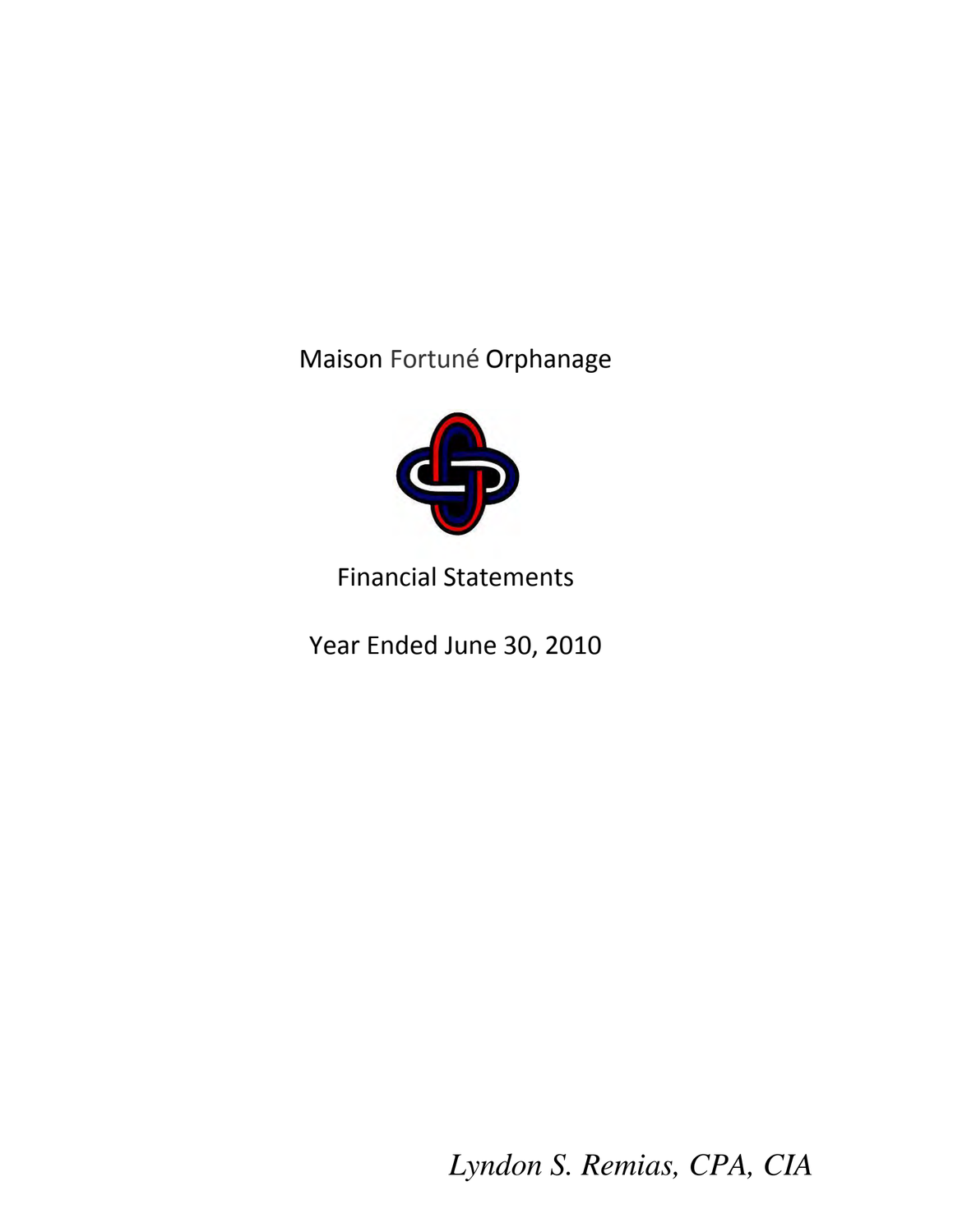# Maison Fortuné Orphanage

## Financial Statements

### Year Ended June 30, 2010

*Lyndon S. Remias, CPA, CIA*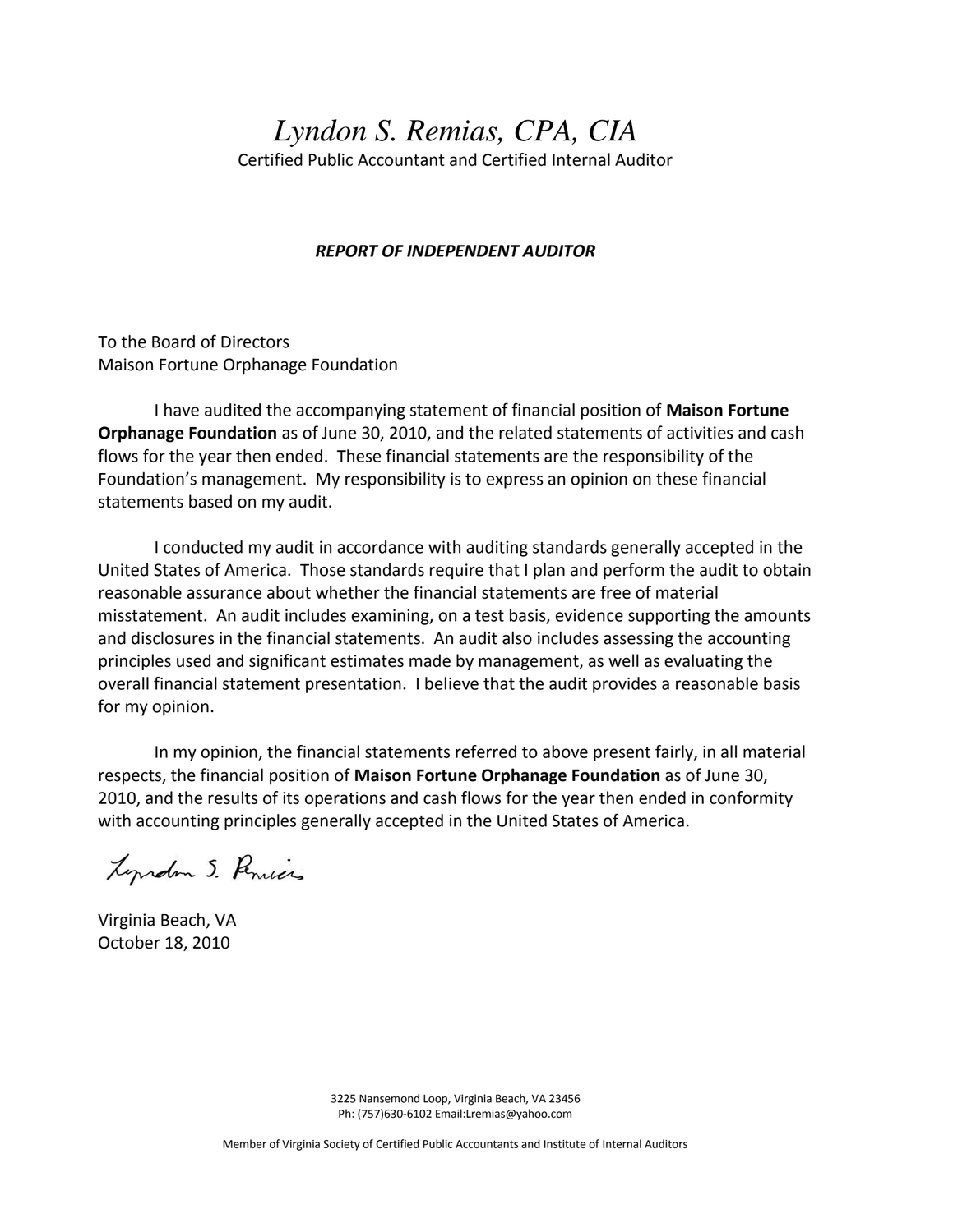# *Lyndon S. Remias, CPA, CIA*

Certified Public Accountant and Certified Internal Auditor

***REPORT OF INDEPENDENT AUDITOR***

To the Board of Directors
Maison Fortune Orphanage Foundation

I have audited the accompanying statement of financial position of **Maison Fortune Orphanage Foundation** as of June 30, 2010, and the related statements of activities and cash flows for the year then ended. These financial statements are the responsibility of the Foundation's management. My responsibility is to express an opinion on these financial statements based on my audit.

I conducted my audit in accordance with auditing standards generally accepted in the United States of America. Those standards require that I plan and perform the audit to obtain reasonable assurance about whether the financial statements are free of material misstatement. An audit includes examining, on a test basis, evidence supporting the amounts and disclosures in the financial statements. An audit also includes assessing the accounting principles used and significant estimates made by management, as well as evaluating the overall financial statement presentation. I believe that the audit provides a reasonable basis for my opinion.

In my opinion, the financial statements referred to above present fairly, in all material respects, the financial position of **Maison Fortune Orphanage Foundation** as of June 30, 2010, and the results of its operations and cash flows for the year then ended in conformity with accounting principles generally accepted in the United States of America.

Lyndon S. Remias

Virginia Beach, VA
October 18, 2010

3225 Nansemond Loop, Virginia Beach, VA 23456
Ph: (757)630-6102 Email:Lremias@yahoo.com

Member of Virginia Society of Certified Public Accountants and Institute of Internal Auditors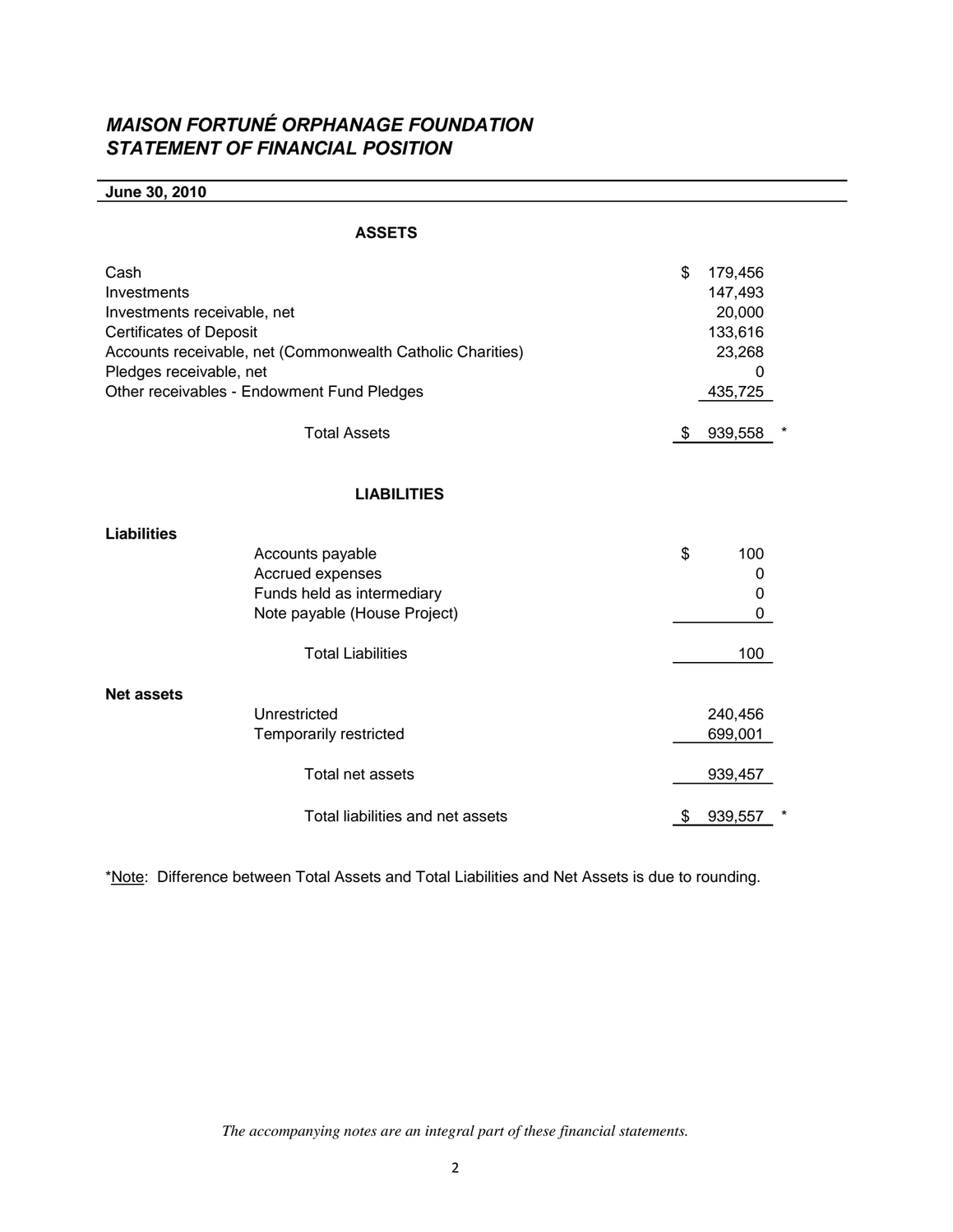# *MAISON FORTUNÉ ORPHANAGE FOUNDATION*
## *STATEMENT OF FINANCIAL POSITION*

**June 30, 2010**

### ASSETS

| | |
|---|---|
| Cash | $ 179,456 |
| Investments | 147,493 |
| Investments receivable, net | 20,000 |
| Certificates of Deposit | 133,616 |
| Accounts receivable, net (Commonwealth Catholic Charities) | 23,268 |
| Pledges receivable, net | 0 |
| Other receivables - Endowment Fund Pledges | 435,725 |
| Total Assets | $ 939,558 * |

### LIABILITIES

| | |
|---|---|
| **Liabilities** | |
| Accounts payable | $ 100 |
| Accrued expenses | 0 |
| Funds held as intermediary | 0 |
| Note payable (House Project) | 0 |
| Total Liabilities | 100 |
| **Net assets** | |
| Unrestricted | 240,456 |
| Temporarily restricted | 699,001 |
| Total net assets | 939,457 |
| Total liabilities and net assets | $ 939,557 * |

*Note: Difference between Total Assets and Total Liabilities and Net Assets is due to rounding.

*The accompanying notes are an integral part of these financial statements.*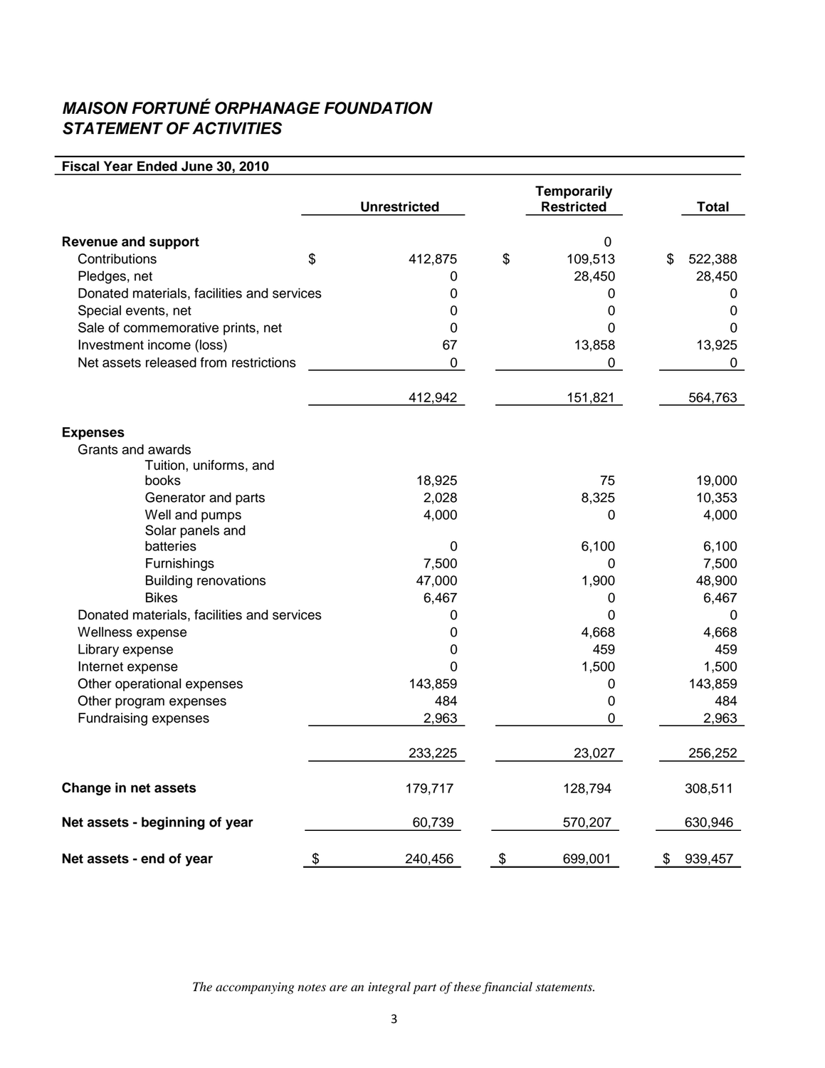# *MAISON FORTUNÉ ORPHANAGE FOUNDATION*
# *STATEMENT OF ACTIVITIES*

**Fiscal Year Ended June 30, 2010**

| | Unrestricted | Temporarily Restricted | Total |
|---|---|---|---|
| **Revenue and support** | | 0 | |
| Contributions | $ 412,875 | $ 109,513 | $ 522,388 |
| Pledges, net | 0 | 28,450 | 28,450 |
| Donated materials, facilities and services | 0 | 0 | 0 |
| Special events, net | 0 | 0 | 0 |
| Sale of commemorative prints, net | 0 | 0 | 0 |
| Investment income (loss) | 67 | 13,858 | 13,925 |
| Net assets released from restrictions | 0 | 0 | 0 |
| | 412,942 | 151,821 | 564,763 |
| **Expenses** | | | |
| Grants and awards | | | |
| Tuition, uniforms, and books | 18,925 | 75 | 19,000 |
| Generator and parts | 2,028 | 8,325 | 10,353 |
| Well and pumps | 4,000 | 0 | 4,000 |
| Solar panels and batteries | 0 | 6,100 | 6,100 |
| Furnishings | 7,500 | 0 | 7,500 |
| Building renovations | 47,000 | 1,900 | 48,900 |
| Bikes | 6,467 | 0 | 6,467 |
| Donated materials, facilities and services | 0 | 0 | 0 |
| Wellness expense | 0 | 4,668 | 4,668 |
| Library expense | 0 | 459 | 459 |
| Internet expense | 0 | 1,500 | 1,500 |
| Other operational expenses | 143,859 | 0 | 143,859 |
| Other program expenses | 484 | 0 | 484 |
| Fundraising expenses | 2,963 | 0 | 2,963 |
| | 233,225 | 23,027 | 256,252 |
| **Change in net assets** | 179,717 | 128,794 | 308,511 |
| **Net assets - beginning of year** | 60,739 | 570,207 | 630,946 |
| **Net assets - end of year** | $ 240,456 | $ 699,001 | $ 939,457 |

*The accompanying notes are an integral part of these financial statements.*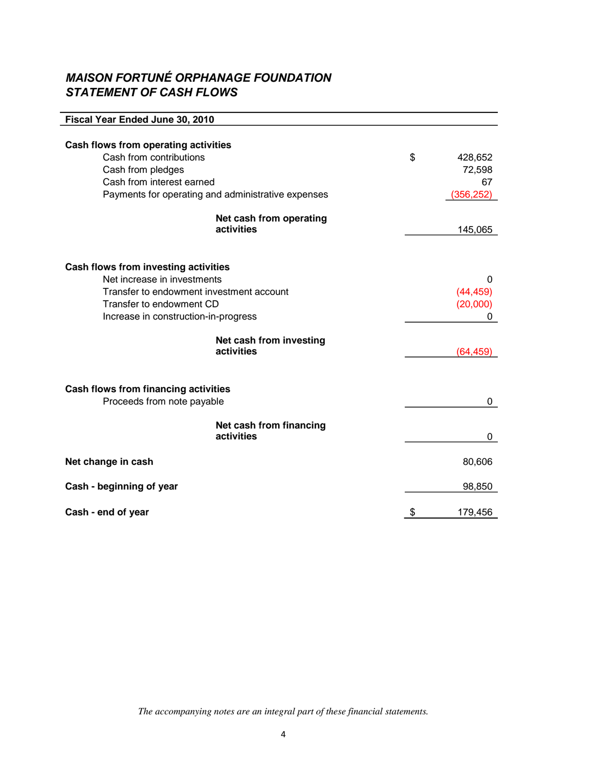# *MAISON FORTUNÉ ORPHANAGE FOUNDATION*
## *STATEMENT OF CASH FLOWS*

| **Fiscal Year Ended June 30, 2010** | |
|---|---|
| **Cash flows from operating activities** | |
| Cash from contributions | $ 428,652 |
| Cash from pledges | 72,598 |
| Cash from interest earned | 67 |
| Payments for operating and administrative expenses | (356,252) |
| **Net cash from operating activities** | 145,065 |
| **Cash flows from investing activities** | |
| Net increase in investments | 0 |
| Transfer to endowment investment account | (44,459) |
| Transfer to endowment CD | (20,000) |
| Increase in construction-in-progress | 0 |
| **Net cash from investing activities** | (64,459) |
| **Cash flows from financing activities** | |
| Proceeds from note payable | 0 |
| **Net cash from financing activities** | 0 |
| **Net change in cash** | 80,606 |
| **Cash - beginning of year** | 98,850 |
| **Cash - end of year** | $ 179,456 |

*The accompanying notes are an integral part of these financial statements.*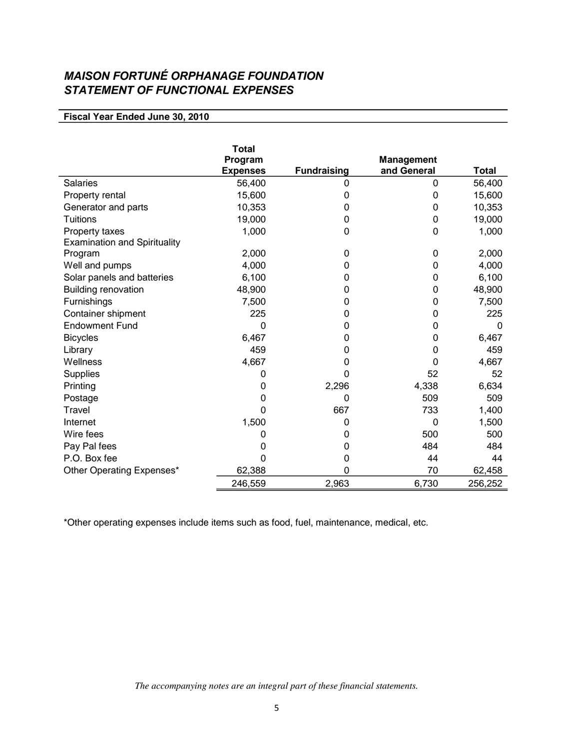## *MAISON FORTUNÉ ORPHANAGE FOUNDATION*
## *STATEMENT OF FUNCTIONAL EXPENSES*

**Fiscal Year Ended June 30, 2010**

| | Total Program Expenses | Fundraising | Management and General | Total |
|---|---|---|---|---|
| Salaries | 56,400 | 0 | 0 | 56,400 |
| Property rental | 15,600 | 0 | 0 | 15,600 |
| Generator and parts | 10,353 | 0 | 0 | 10,353 |
| Tuitions | 19,000 | 0 | 0 | 19,000 |
| Property taxes | 1,000 | 0 | 0 | 1,000 |
| Examination and Spirituality Program | 2,000 | 0 | 0 | 2,000 |
| Well and pumps | 4,000 | 0 | 0 | 4,000 |
| Solar panels and batteries | 6,100 | 0 | 0 | 6,100 |
| Building renovation | 48,900 | 0 | 0 | 48,900 |
| Furnishings | 7,500 | 0 | 0 | 7,500 |
| Container shipment | 225 | 0 | 0 | 225 |
| Endowment Fund | 0 | 0 | 0 | 0 |
| Bicycles | 6,467 | 0 | 0 | 6,467 |
| Library | 459 | 0 | 0 | 459 |
| Wellness | 4,667 | 0 | 0 | 4,667 |
| Supplies | 0 | 0 | 52 | 52 |
| Printing | 0 | 2,296 | 4,338 | 6,634 |
| Postage | 0 | 0 | 509 | 509 |
| Travel | 0 | 667 | 733 | 1,400 |
| Internet | 1,500 | 0 | 0 | 1,500 |
| Wire fees | 0 | 0 | 500 | 500 |
| Pay Pal fees | 0 | 0 | 484 | 484 |
| P.O. Box fee | 0 | 0 | 44 | 44 |
| Other Operating Expenses* | 62,388 | 0 | 70 | 62,458 |
| | 246,559 | 2,963 | 6,730 | 256,252 |

*Other operating expenses include items such as food, fuel, maintenance, medical, etc.

*The accompanying notes are an integral part of these financial statements.*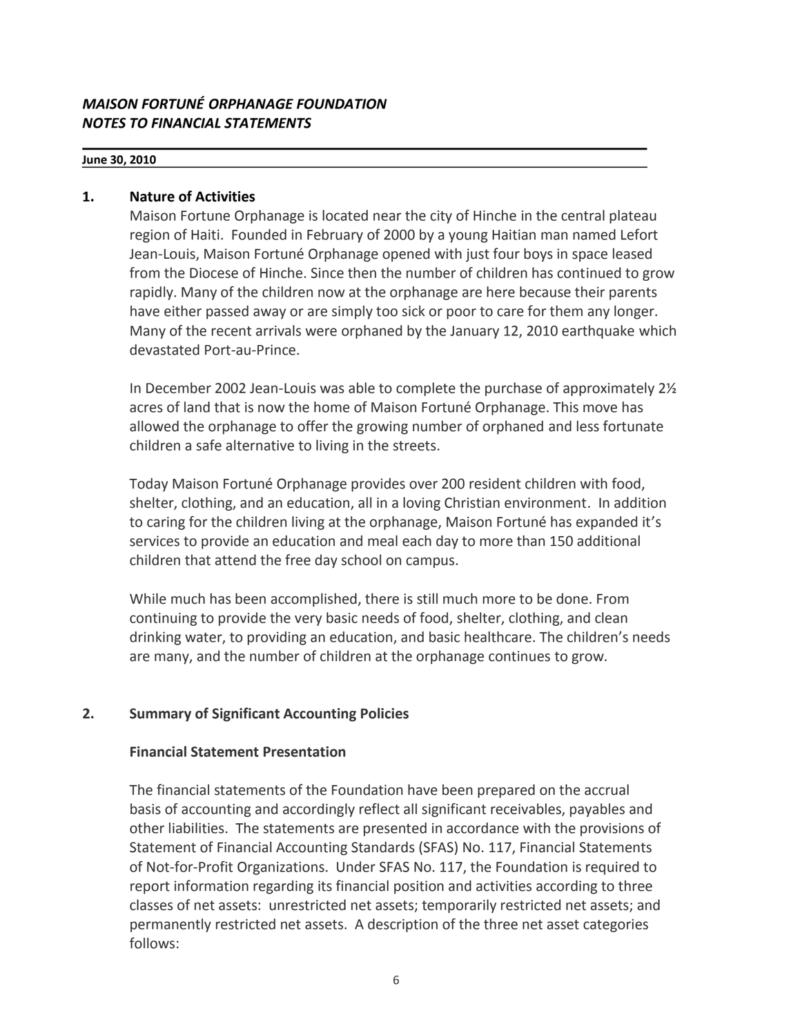***MAISON FORTUNÉ ORPHANAGE FOUNDATION***
***NOTES TO FINANCIAL STATEMENTS***

**June 30, 2010**

## 1. Nature of Activities

Maison Fortune Orphanage is located near the city of Hinche in the central plateau region of Haiti. Founded in February of 2000 by a young Haitian man named Lefort Jean-Louis, Maison Fortuné Orphanage opened with just four boys in space leased from the Diocese of Hinche. Since then the number of children has continued to grow rapidly. Many of the children now at the orphanage are here because their parents have either passed away or are simply too sick or poor to care for them any longer. Many of the recent arrivals were orphaned by the January 12, 2010 earthquake which devastated Port-au-Prince.

In December 2002 Jean-Louis was able to complete the purchase of approximately 2½ acres of land that is now the home of Maison Fortuné Orphanage. This move has allowed the orphanage to offer the growing number of orphaned and less fortunate children a safe alternative to living in the streets.

Today Maison Fortuné Orphanage provides over 200 resident children with food, shelter, clothing, and an education, all in a loving Christian environment. In addition to caring for the children living at the orphanage, Maison Fortuné has expanded it's services to provide an education and meal each day to more than 150 additional children that attend the free day school on campus.

While much has been accomplished, there is still much more to be done. From continuing to provide the very basic needs of food, shelter, clothing, and clean drinking water, to providing an education, and basic healthcare. The children's needs are many, and the number of children at the orphanage continues to grow.

## 2. Summary of Significant Accounting Policies

### Financial Statement Presentation

The financial statements of the Foundation have been prepared on the accrual basis of accounting and accordingly reflect all significant receivables, payables and other liabilities. The statements are presented in accordance with the provisions of Statement of Financial Accounting Standards (SFAS) No. 117, Financial Statements of Not-for-Profit Organizations. Under SFAS No. 117, the Foundation is required to report information regarding its financial position and activities according to three classes of net assets: unrestricted net assets; temporarily restricted net assets; and permanently restricted net assets. A description of the three net asset categories follows: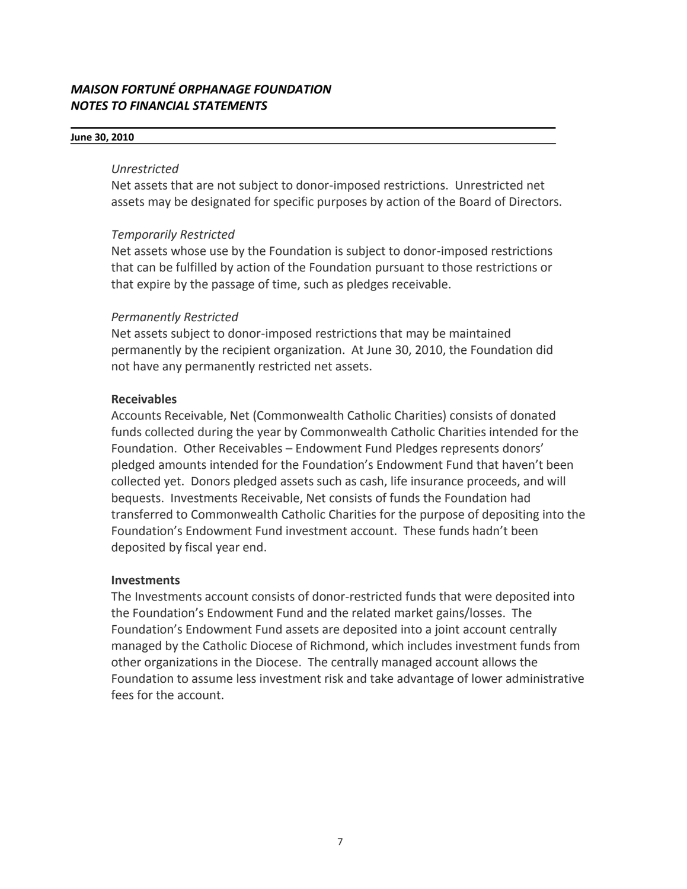*Unrestricted*
Net assets that are not subject to donor-imposed restrictions. Unrestricted net assets may be designated for specific purposes by action of the Board of Directors.

*Temporarily Restricted*
Net assets whose use by the Foundation is subject to donor-imposed restrictions that can be fulfilled by action of the Foundation pursuant to those restrictions or that expire by the passage of time, such as pledges receivable.

*Permanently Restricted*
Net assets subject to donor-imposed restrictions that may be maintained permanently by the recipient organization. At June 30, 2010, the Foundation did not have any permanently restricted net assets.

**Receivables**
Accounts Receivable, Net (Commonwealth Catholic Charities) consists of donated funds collected during the year by Commonwealth Catholic Charities intended for the Foundation. Other Receivables – Endowment Fund Pledges represents donors' pledged amounts intended for the Foundation's Endowment Fund that haven't been collected yet. Donors pledged assets such as cash, life insurance proceeds, and will bequests. Investments Receivable, Net consists of funds the Foundation had transferred to Commonwealth Catholic Charities for the purpose of depositing into the Foundation's Endowment Fund investment account. These funds hadn't been deposited by fiscal year end.

**Investments**
The Investments account consists of donor-restricted funds that were deposited into the Foundation's Endowment Fund and the related market gains/losses. The Foundation's Endowment Fund assets are deposited into a joint account centrally managed by the Catholic Diocese of Richmond, which includes investment funds from other organizations in the Diocese. The centrally managed account allows the Foundation to assume less investment risk and take advantage of lower administrative fees for the account.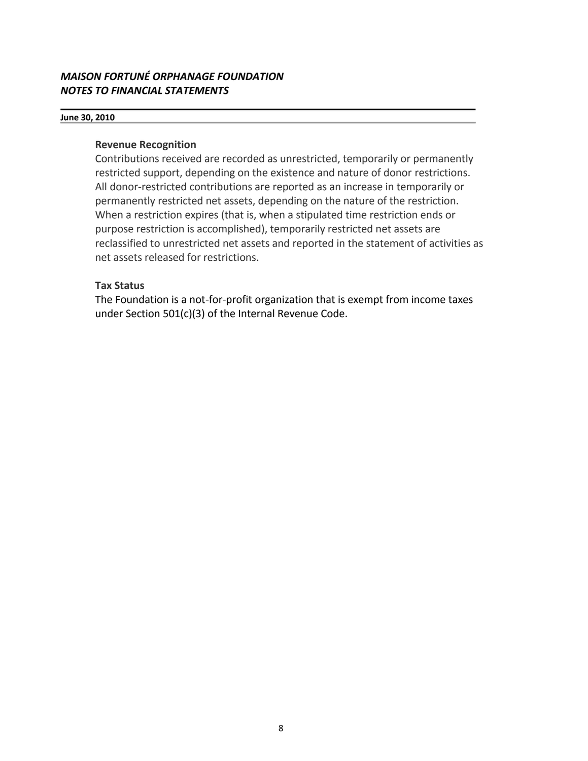**Revenue Recognition**

Contributions received are recorded as unrestricted, temporarily or permanently restricted support, depending on the existence and nature of donor restrictions. All donor-restricted contributions are reported as an increase in temporarily or permanently restricted net assets, depending on the nature of the restriction. When a restriction expires (that is, when a stipulated time restriction ends or purpose restriction is accomplished), temporarily restricted net assets are reclassified to unrestricted net assets and reported in the statement of activities as net assets released for restrictions.

**Tax Status**

The Foundation is a not-for-profit organization that is exempt from income taxes under Section 501(c)(3) of the Internal Revenue Code.